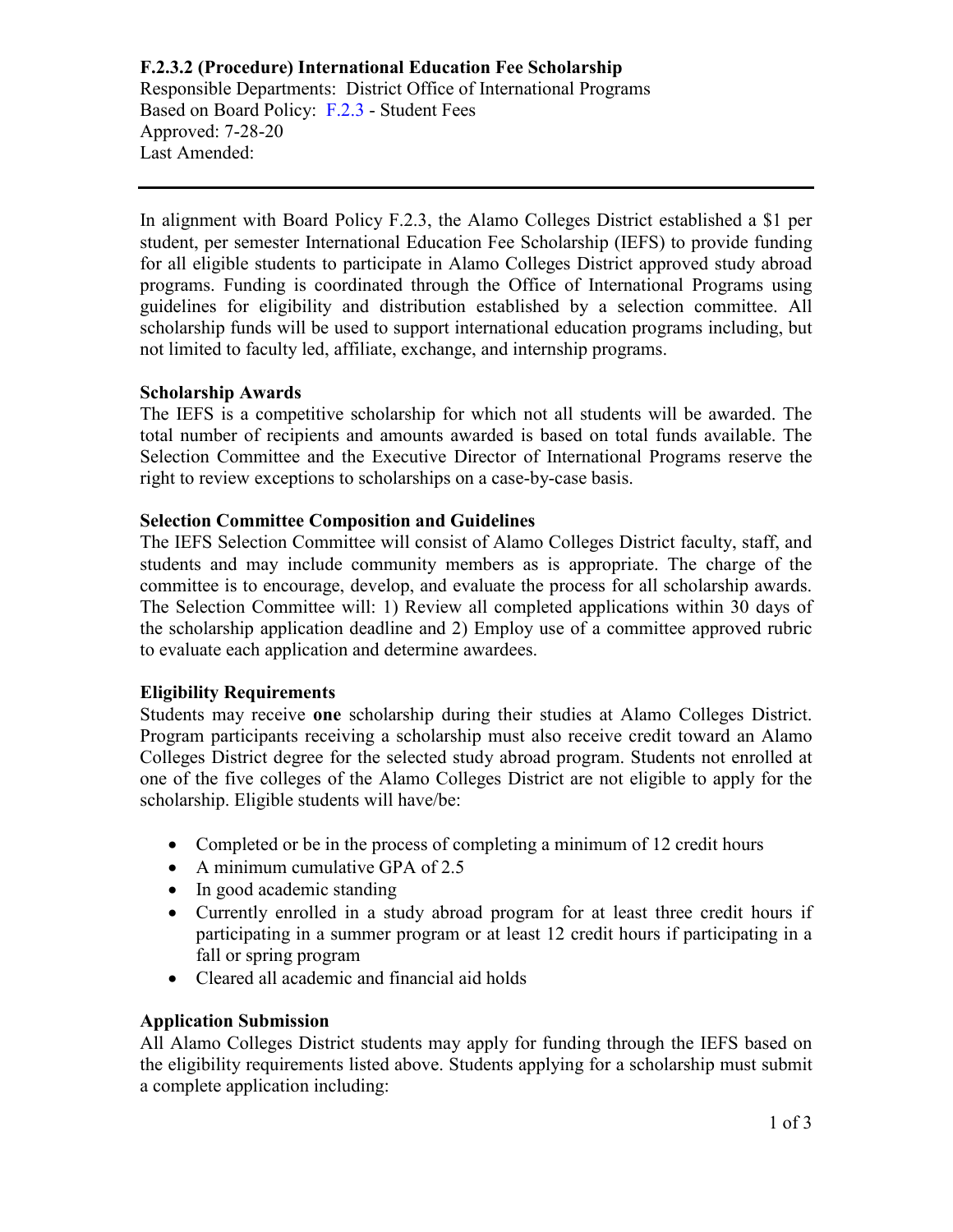**F.2.3.2 (Procedure) International Education Fee Scholarship**
Responsible Departments: District Office of International Programs
Based on Board Policy: F.2.3 - Student Fees
Approved: 7-28-20
Last Amended:

---

In alignment with Board Policy F.2.3, the Alamo Colleges District established a $1 per student, per semester International Education Fee Scholarship (IEFS) to provide funding for all eligible students to participate in Alamo Colleges District approved study abroad programs. Funding is coordinated through the Office of International Programs using guidelines for eligibility and distribution established by a selection committee. All scholarship funds will be used to support international education programs including, but not limited to faculty led, affiliate, exchange, and internship programs.

**Scholarship Awards**

The IEFS is a competitive scholarship for which not all students will be awarded. The total number of recipients and amounts awarded is based on total funds available. The Selection Committee and the Executive Director of International Programs reserve the right to review exceptions to scholarships on a case-by-case basis.

**Selection Committee Composition and Guidelines**

The IEFS Selection Committee will consist of Alamo Colleges District faculty, staff, and students and may include community members as is appropriate. The charge of the committee is to encourage, develop, and evaluate the process for all scholarship awards. The Selection Committee will: 1) Review all completed applications within 30 days of the scholarship application deadline and 2) Employ use of a committee approved rubric to evaluate each application and determine awardees.

**Eligibility Requirements**

Students may receive **one** scholarship during their studies at Alamo Colleges District. Program participants receiving a scholarship must also receive credit toward an Alamo Colleges District degree for the selected study abroad program. Students not enrolled at one of the five colleges of the Alamo Colleges District are not eligible to apply for the scholarship. Eligible students will have/be:

- Completed or be in the process of completing a minimum of 12 credit hours
- A minimum cumulative GPA of 2.5
- In good academic standing
- Currently enrolled in a study abroad program for at least three credit hours if participating in a summer program or at least 12 credit hours if participating in a fall or spring program
- Cleared all academic and financial aid holds

**Application Submission**

All Alamo Colleges District students may apply for funding through the IEFS based on the eligibility requirements listed above. Students applying for a scholarship must submit a complete application including: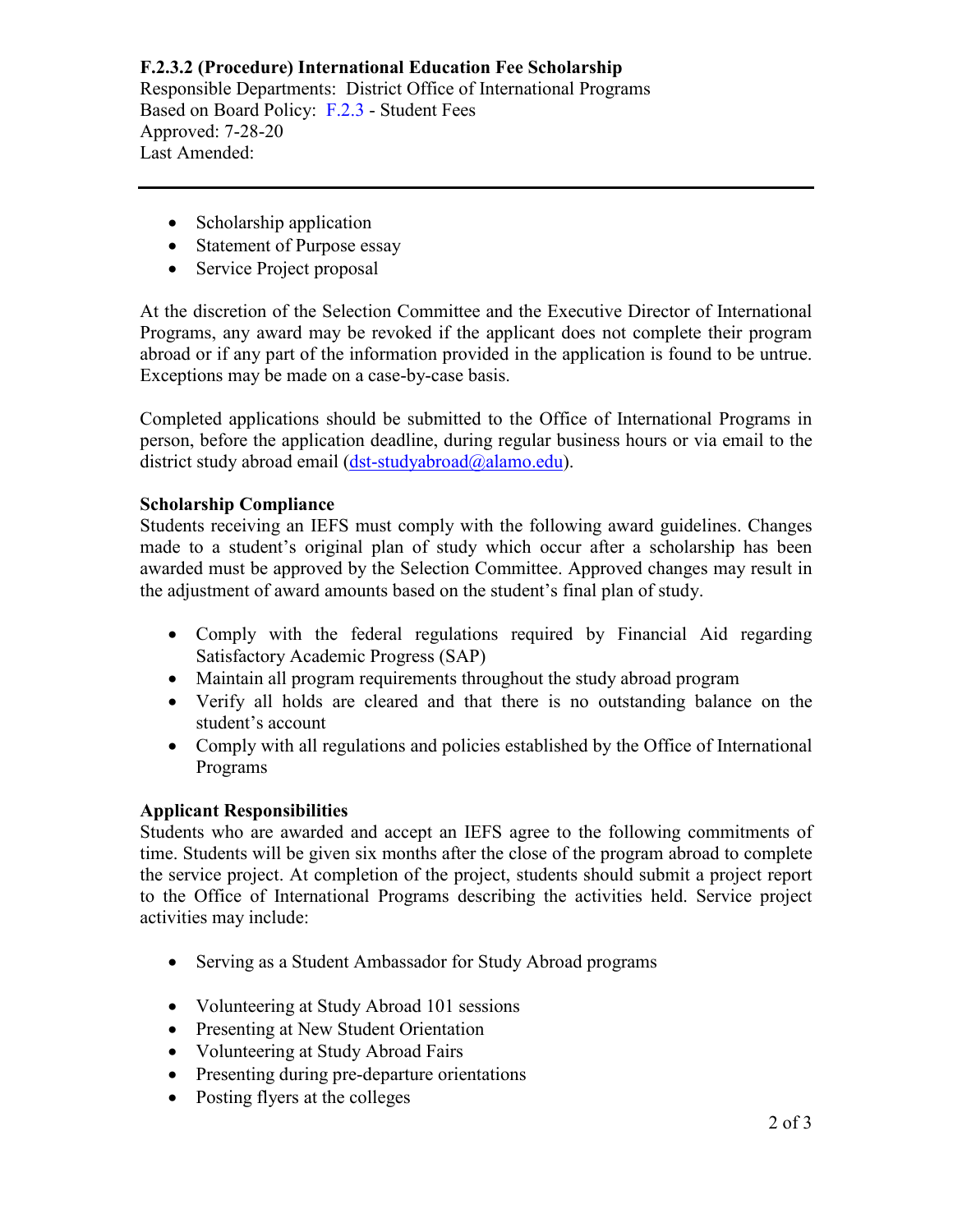- Scholarship application
- Statement of Purpose essay
- Service Project proposal

At the discretion of the Selection Committee and the Executive Director of International Programs, any award may be revoked if the applicant does not complete their program abroad or if any part of the information provided in the application is found to be untrue. Exceptions may be made on a case-by-case basis.

Completed applications should be submitted to the Office of International Programs in person, before the application deadline, during regular business hours or via email to the district study abroad email (dst-studyabroad@alamo.edu).

**Scholarship Compliance**

Students receiving an IEFS must comply with the following award guidelines. Changes made to a student's original plan of study which occur after a scholarship has been awarded must be approved by the Selection Committee. Approved changes may result in the adjustment of award amounts based on the student's final plan of study.

- Comply with the federal regulations required by Financial Aid regarding Satisfactory Academic Progress (SAP)
- Maintain all program requirements throughout the study abroad program
- Verify all holds are cleared and that there is no outstanding balance on the student's account
- Comply with all regulations and policies established by the Office of International Programs

**Applicant Responsibilities**

Students who are awarded and accept an IEFS agree to the following commitments of time. Students will be given six months after the close of the program abroad to complete the service project. At completion of the project, students should submit a project report to the Office of International Programs describing the activities held. Service project activities may include:

- Serving as a Student Ambassador for Study Abroad programs
- Volunteering at Study Abroad 101 sessions
- Presenting at New Student Orientation
- Volunteering at Study Abroad Fairs
- Presenting during pre-departure orientations
- Posting flyers at the colleges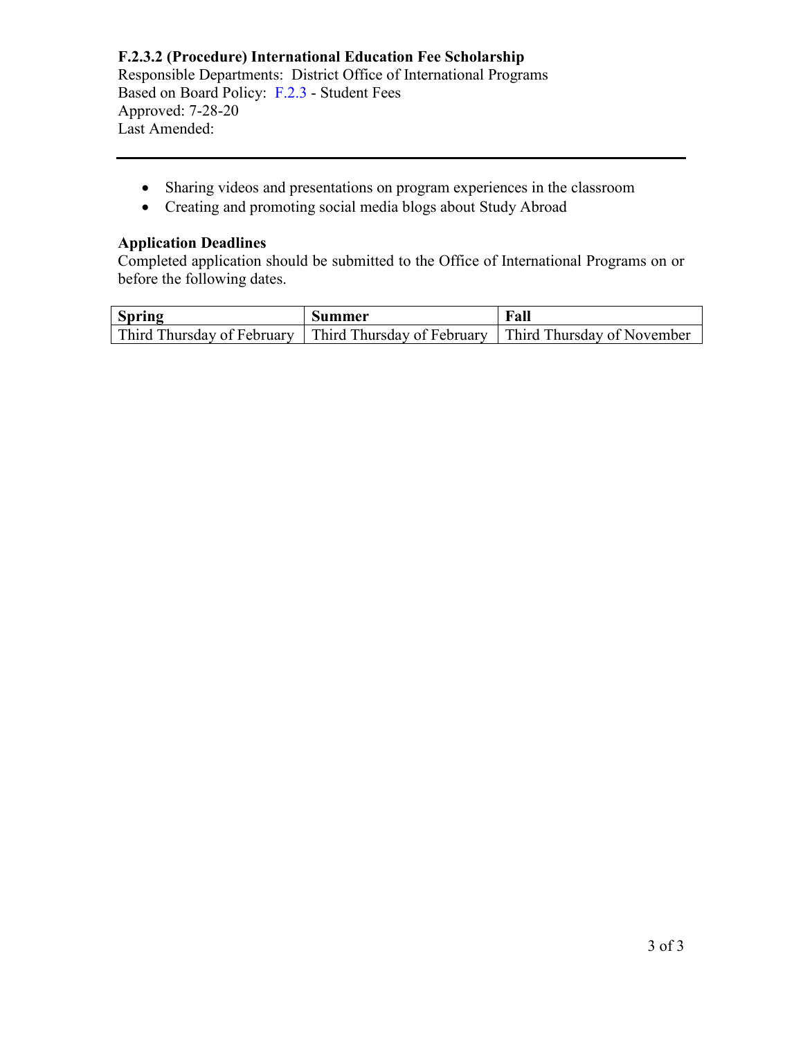- Sharing videos and presentations on program experiences in the classroom
- Creating and promoting social media blogs about Study Abroad

**Application Deadlines**

Completed application should be submitted to the Office of International Programs on or before the following dates.

| Spring | Summer | Fall |
|---|---|---|
| Third Thursday of February | Third Thursday of February | Third Thursday of November |